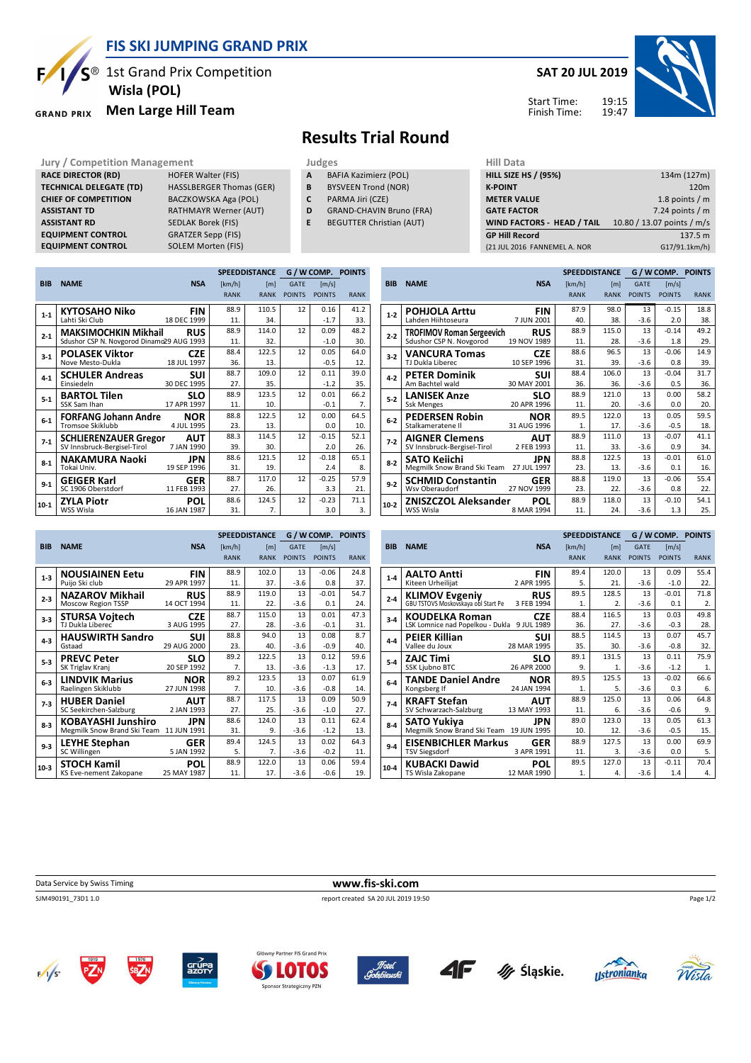# FIS SKI JUMPING GRAND PRIX

1st Grand Prix Competition
**Wisla (POL)**
**Men Large Hill Team**

**SAT 20 JUL 2019**

Start Time: 19:15
Finish Time: 19:47

## Results Trial Round

| Jury / Competition Management | |
|---|---|
| RACE DIRECTOR (RD) | HOFER Walter (FIS) |
| TECHNICAL DELEGATE (TD) | HASSLBERGER Thomas (GER) |
| CHIEF OF COMPETITION | BACZKOWSKA Aga (POL) |
| ASSISTANT TD | RATHMAYR Werner (AUT) |
| ASSISTANT RD | SEDLAK Borek (FIS) |
| EQUIPMENT CONTROL | GRATZER Sepp (FIS) |
| EQUIPMENT CONTROL | SOLEM Morten (FIS) |

| Judges | |
|---|---|
| A | BAFIA Kazimierz (POL) |
| B | BYSVEEN Trond (NOR) |
| C | PARMA Jiri (CZE) |
| D | GRAND-CHAVIN Bruno (FRA) |
| E | BEGUTTER Christian (AUT) |

| Hill Data | |
|---|---|
| HILL SIZE HS / (95%) | 134m (127m) |
| K-POINT | 120m |
| METER VALUE | 1.8 points / m |
| GATE FACTOR | 7.24 points / m |
| WIND FACTORS - HEAD / TAIL | 10.80 / 13.07 points / m/s |
| GP Hill Record | 137.5 m |
| (21 JUL 2016 FANNEMEL A. NOR | G17/91.1km/h) |

| BIB | NAME | NSA | SPEED [km/h] RANK | DISTANCE [m] RANK | GATE POINTS | WIND [m/s] POINTS | POINTS RANK |
|---|---|---|---|---|---|---|---|
| 1-1 | **KYTOSAHO Niko** Lahti Ski Club | FIN 18 DEC 1999 | 88.9 11. | 110.5 34. | 12 | 0.16 -1.7 | 41.2 33. |
| 2-1 | **MAKSIMOCHKIN Mikhail** Sdushor CSP N. Novgorod Dinamo | RUS 29 AUG 1993 | 88.9 11. | 114.0 32. | 12 | 0.09 -1.0 | 48.2 30. |
| 3-1 | **POLASEK Viktor** Nove Mesto-Dukla | CZE 18 JUL 1997 | 88.4 36. | 122.5 13. | 12 | 0.05 -0.5 | 64.0 12. |
| 4-1 | **SCHULER Andreas** Einsiedeln | SUI 30 DEC 1995 | 88.7 27. | 109.0 35. | 12 | 0.11 -1.2 | 39.0 35. |
| 5-1 | **BARTOL Tilen** SSK Sam Ihan | SLO 17 APR 1997 | 88.9 11. | 123.5 10. | 12 | 0.01 -0.1 | 66.2 7. |
| 6-1 | **FORFANG Johann Andre** Tromsoe Skiklubb | NOR 4 JUL 1995 | 88.8 23. | 122.5 13. | 12 | 0.00 0.0 | 64.5 10. |
| 7-1 | **SCHLIERENZAUER Gregor** SV Innsbruck-Bergisel-Tirol | AUT 7 JAN 1990 | 88.3 39. | 114.5 30. | 12 | -0.15 2.0 | 52.1 26. |
| 8-1 | **NAKAMURA Naoki** Tokai Univ. | JPN 19 SEP 1996 | 88.6 31. | 121.5 19. | 12 | -0.18 2.4 | 65.1 8. |
| 9-1 | **GEIGER Karl** SC 1906 Oberstdorf | GER 11 FEB 1993 | 88.7 27. | 117.0 26. | 12 | -0.25 3.3 | 57.9 21. |
| 10-1 | **ZYLA Piotr** WSS Wisla | POL 16 JAN 1987 | 88.6 31. | 124.5 7. | 12 | -0.23 3.0 | 71.1 3. |
| 1-2 | **POHJOLA Arttu** Lahden Hiihtoseura | FIN 7 JUN 2001 | 87.9 40. | 98.0 38. | 13 -3.6 | -0.15 2.0 | 18.8 38. |
| 2-2 | **TROFIMOV Roman Sergeevich** Sdushor CSP N. Novgorod | RUS 19 NOV 1989 | 88.9 11. | 115.0 28. | 13 -3.6 | -0.14 1.8 | 49.2 29. |
| 3-2 | **VANCURA Tomas** TJ Dukla Liberec | CZE 10 SEP 1996 | 88.6 31. | 96.5 39. | 13 -3.6 | -0.06 0.8 | 14.9 39. |
| 4-2 | **PETER Dominik** Am Bachtel wald | SUI 30 MAY 2001 | 88.4 36. | 106.0 36. | 13 -3.6 | -0.04 0.5 | 31.7 36. |
| 5-2 | **LANISEK Anze** Ssk Menges | SLO 20 APR 1996 | 88.9 11. | 121.0 20. | 13 -3.6 | 0.00 0.0 | 58.2 20. |
| 6-2 | **PEDERSEN Robin** Stalkameratene Il | NOR 31 AUG 1996 | 89.5 1. | 122.0 17. | 13 -3.6 | 0.05 -0.5 | 59.5 18. |
| 7-2 | **AIGNER Clemens** SV Innsbruck-Bergisel-Tirol | AUT 2 FEB 1993 | 88.9 11. | 111.0 33. | 13 -3.6 | -0.07 0.9 | 41.1 34. |
| 8-2 | **SATO Keiichi** Megmilk Snow Brand Ski Team | JPN 27 JUL 1997 | 88.8 23. | 122.5 13. | 13 -3.6 | -0.01 0.1 | 61.0 16. |
| 9-2 | **SCHMID Constantin** Wsv Oberaudorf | GER 27 NOV 1999 | 88.8 23. | 119.0 22. | 13 -3.6 | -0.06 0.8 | 55.4 22. |
| 10-2 | **ZNISZCZOL Aleksander** WSS Wisla | POL 8 MAR 1994 | 88.9 11. | 118.0 24. | 13 -3.6 | -0.10 1.3 | 54.1 25. |
| 1-3 | **NOUSIAINEN Eetu** Puijo Ski club | FIN 29 APR 1997 | 88.9 11. | 102.0 37. | 13 -3.6 | -0.06 0.8 | 24.8 37. |
| 2-3 | **NAZAROV Mikhail** Moscow Region TSSP | RUS 14 OCT 1994 | 88.9 11. | 119.0 22. | 13 -3.6 | -0.01 0.1 | 54.7 24. |
| 3-3 | **STURSA Vojtech** TJ Dukla Liberec | CZE 3 AUG 1995 | 88.7 27. | 115.0 28. | 13 -3.6 | 0.01 -0.1 | 47.3 31. |
| 4-3 | **HAUSWIRTH Sandro** Gstaad | SUI 29 AUG 2000 | 88.8 23. | 94.0 40. | 13 -3.6 | 0.08 -0.9 | 8.7 40. |
| 5-3 | **PREVC Peter** SK Triglav Kranj | SLO 20 SEP 1992 | 89.2 7. | 122.5 13. | 13 -3.6 | 0.12 -1.3 | 59.6 17. |
| 6-3 | **LINDVIK Marius** Raelingen Skiklubb | NOR 27 JUN 1998 | 89.2 7. | 123.5 10. | 13 -3.6 | 0.07 -0.8 | 61.9 14. |
| 7-3 | **HUBER Daniel** SC Seekirchen-Salzburg | AUT 2 JAN 1993 | 88.7 27. | 117.5 25. | 13 -3.6 | 0.09 -1.0 | 50.9 27. |
| 8-3 | **KOBAYASHI Junshiro** Megmilk Snow Brand Ski Team | JPN 11 JUN 1991 | 88.6 31. | 124.0 9. | 13 -3.6 | 0.11 -1.2 | 62.4 13. |
| 9-3 | **LEYHE Stephan** SC Willingen | GER 5 JAN 1992 | 89.4 5. | 124.5 7. | 13 -3.6 | 0.02 -0.2 | 64.3 11. |
| 10-3 | **STOCH Kamil** KS Eve-nement Zakopane | POL 25 MAY 1987 | 88.9 11. | 122.0 17. | 13 -3.6 | 0.06 -0.6 | 59.4 19. |
| 1-4 | **AALTO Antti** Kiteen Urheilijat | FIN 2 APR 1995 | 89.4 5. | 120.0 21. | 13 -3.6 | 0.09 -1.0 | 55.4 22. |
| 2-4 | **KLIMOV Evgeniy** GBU TSTOVS Moskovskaya obl Start Pe | RUS 3 FEB 1994 | 89.5 1. | 128.5 2. | 13 -3.6 | -0.01 0.1 | 71.8 2. |
| 3-4 | **KOUDELKA Roman** LSK Lomnice nad Popelkou - Dukla | CZE 9 JUL 1989 | 88.4 36. | 116.5 27. | 13 -3.6 | 0.03 -0.3 | 49.8 28. |
| 4-4 | **PEIER Killian** Vallee du Joux | SUI 28 MAR 1995 | 88.5 35. | 114.5 30. | 13 -3.6 | 0.07 -0.8 | 45.7 32. |
| 5-4 | **ZAJC Timi** SSK Ljubno BTC | SLO 26 APR 2000 | 89.1 9. | 131.5 1. | 13 -3.6 | 0.11 -1.2 | 75.9 1. |
| 6-4 | **TANDE Daniel Andre** Kongsberg If | NOR 24 JAN 1994 | 89.5 1. | 125.5 5. | 13 -3.6 | -0.02 0.3 | 66.6 6. |
| 7-4 | **KRAFT Stefan** SV Schwarzach-Salzburg | AUT 13 MAY 1993 | 88.9 11. | 125.0 6. | 13 -3.6 | 0.06 -0.6 | 64.8 9. |
| 8-4 | **SATO Yukiya** Megmilk Snow Brand Ski Team | JPN 19 JUN 1995 | 89.0 10. | 123.0 12. | 13 -3.6 | 0.05 -0.5 | 61.3 15. |
| 9-4 | **EISENBICHLER Markus** TSV Siegsdorf | GER 3 APR 1991 | 88.9 11. | 127.5 3. | 13 -3.6 | 0.00 0.0 | 69.9 5. |
| 10-4 | **KUBACKI Dawid** TS Wisla Zakopane | POL 12 MAR 1990 | 89.5 1. | 127.0 4. | 13 -3.6 | -0.11 1.4 | 70.4 4. |

Data Service by Swiss Timing — www.fis-ski.com

SJM490191_73D1 1.0 — report created SA 20 JUL 2019 19:50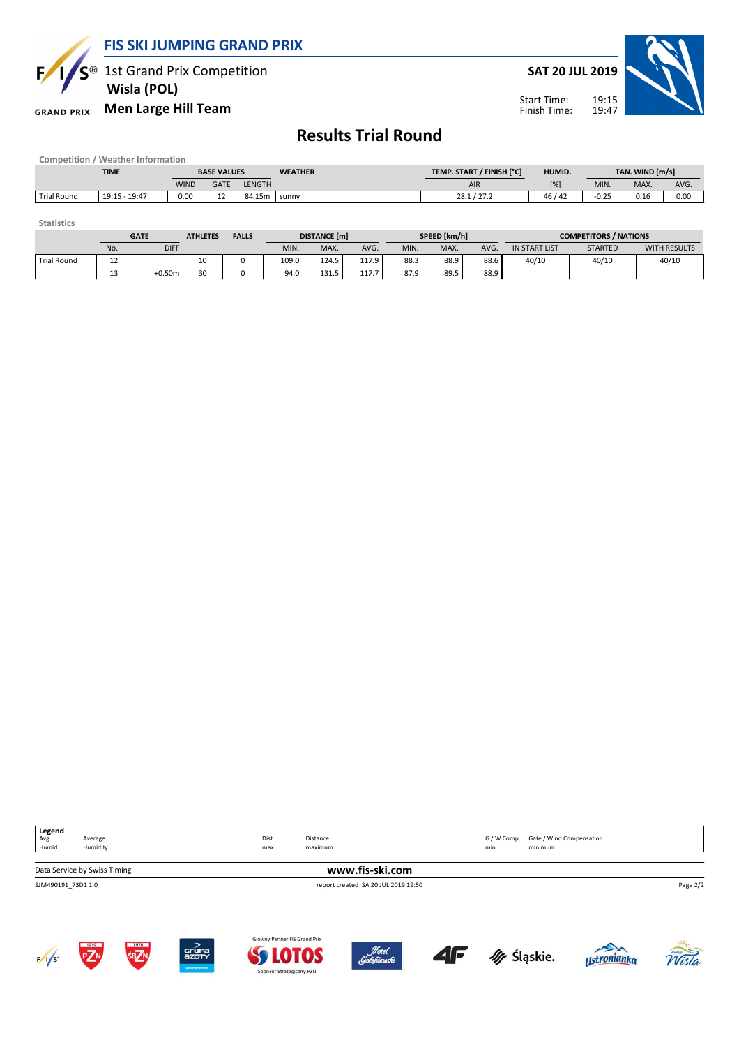# FIS SKI JUMPING GRAND PRIX

1st Grand Prix Competition
**Wisla (POL)**
**Men Large Hill Team**

**SAT 20 JUL 2019**

Start Time: 19:15
Finish Time: 19:47

## Results Trial Round

Competition / Weather Information

| | TIME | BASE VALUES | | | WEATHER | TEMP. START / FINISH [°C] | HUMID. | TAN. WIND [m/s] | | |
|---|---|---|---|---|---|---|---|---|---|---|
| | | WIND | GATE | LENGTH | | AIR | [%] | MIN. | MAX. | AVG. |
| Trial Round | 19:15 - 19:47 | 0.00 | 12 | 84.15m | sunny | 28.1 / 27.2 | 46 / 42 | -0.25 | 0.16 | 0.00 |

Statistics

| | GATE | | ATHLETES | FALLS | DISTANCE [m] | | | SPEED [km/h] | | | COMPETITORS / NATIONS | | |
|---|---|---|---|---|---|---|---|---|---|---|---|---|---|
| | No. | DIFF | | | MIN. | MAX. | AVG. | MIN. | MAX. | AVG. | IN START LIST | STARTED | WITH RESULTS |
| Trial Round | 12 | | 10 | 0 | 109.0 | 124.5 | 117.9 | 88.3 | 88.9 | 88.6 | 40/10 | 40/10 | 40/10 |
| | 13 | +0.50m | 30 | 0 | 94.0 | 131.5 | 117.7 | 87.9 | 89.5 | 88.9 | | | |

| Legend | | | | | |
|---|---|---|---|---|---|
| Avg. | Average | Dist. | Distance | G / W Comp. | Gate / Wind Compensation |
| Humid. | Humidity | max. | maximum | min. | minimum |

Data Service by Swiss Timing

www.fis-ski.com

SJM490191_73D1 1.0

report created SA 20 JUL 2019 19:50

Główny Partner FIS Grand Prix LOTOS Sponsor Strategiczny PZN